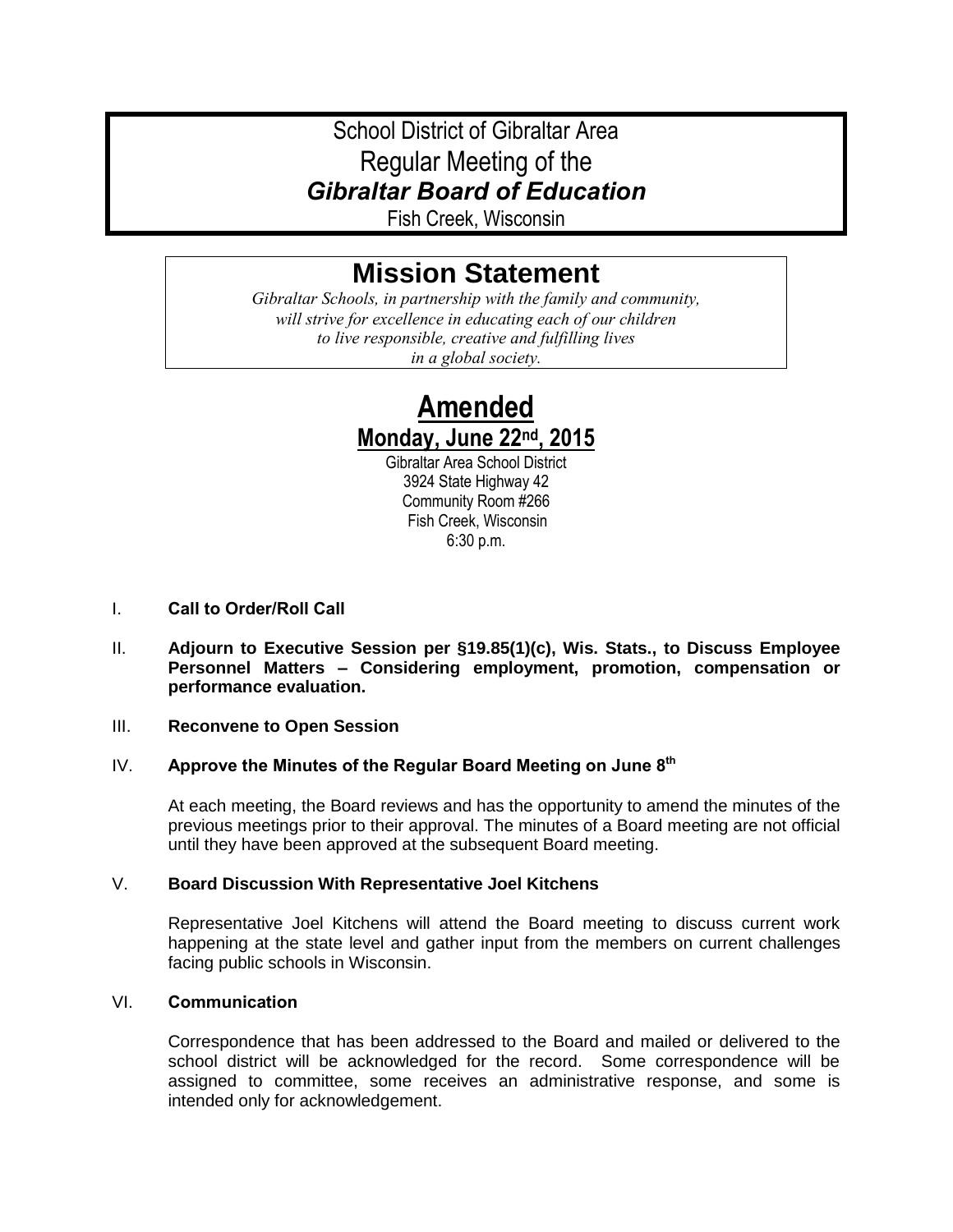# School District of Gibraltar Area
# Regular Meeting of the
# *Gibraltar Board of Education*

Fish Creek, Wisconsin

## Mission Statement

*Gibraltar Schools, in partnership with the family and community, will strive for excellence in educating each of our children to live responsible, creative and fulfilling lives in a global society.*

## Amended

### Monday, June 22nd, 2015

Gibraltar Area School District
3924 State Highway 42
Community Room #266
Fish Creek, Wisconsin
6:30 p.m.

I. **Call to Order/Roll Call**

II. **Adjourn to Executive Session per §19.85(1)(c), Wis. Stats., to Discuss Employee Personnel Matters – Considering employment, promotion, compensation or performance evaluation.**

III. **Reconvene to Open Session**

IV. **Approve the Minutes of the Regular Board Meeting on June 8th**

At each meeting, the Board reviews and has the opportunity to amend the minutes of the previous meetings prior to their approval. The minutes of a Board meeting are not official until they have been approved at the subsequent Board meeting.

V. **Board Discussion With Representative Joel Kitchens**

Representative Joel Kitchens will attend the Board meeting to discuss current work happening at the state level and gather input from the members on current challenges facing public schools in Wisconsin.

VI. **Communication**

Correspondence that has been addressed to the Board and mailed or delivered to the school district will be acknowledged for the record. Some correspondence will be assigned to committee, some receives an administrative response, and some is intended only for acknowledgement.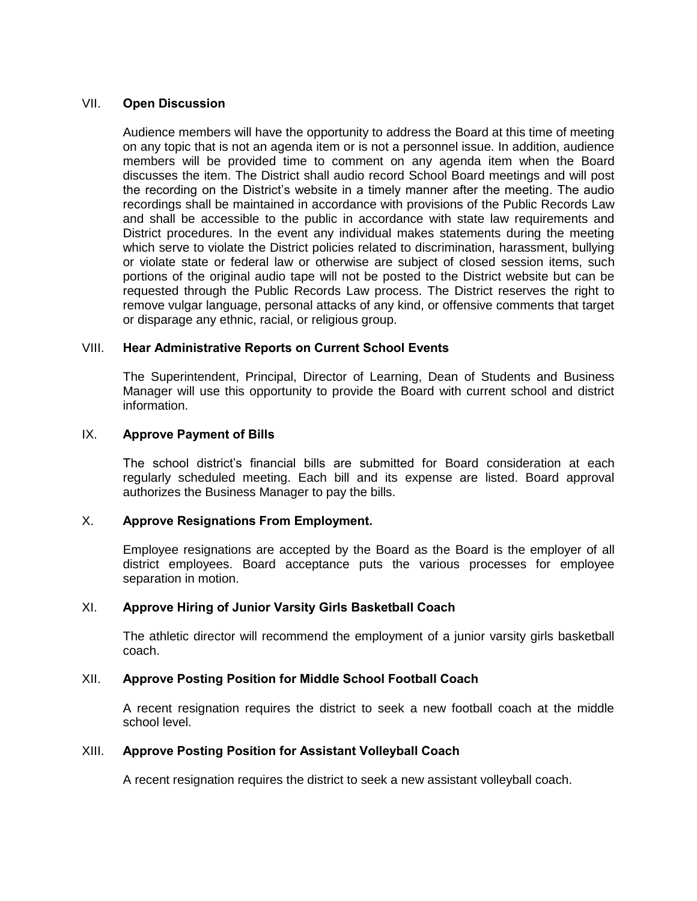## VII. **Open Discussion**

Audience members will have the opportunity to address the Board at this time of meeting on any topic that is not an agenda item or is not a personnel issue. In addition, audience members will be provided time to comment on any agenda item when the Board discusses the item. The District shall audio record School Board meetings and will post the recording on the District's website in a timely manner after the meeting. The audio recordings shall be maintained in accordance with provisions of the Public Records Law and shall be accessible to the public in accordance with state law requirements and District procedures. In the event any individual makes statements during the meeting which serve to violate the District policies related to discrimination, harassment, bullying or violate state or federal law or otherwise are subject of closed session items, such portions of the original audio tape will not be posted to the District website but can be requested through the Public Records Law process. The District reserves the right to remove vulgar language, personal attacks of any kind, or offensive comments that target or disparage any ethnic, racial, or religious group.

## VIII. **Hear Administrative Reports on Current School Events**

The Superintendent, Principal, Director of Learning, Dean of Students and Business Manager will use this opportunity to provide the Board with current school and district information.

## IX. **Approve Payment of Bills**

The school district's financial bills are submitted for Board consideration at each regularly scheduled meeting. Each bill and its expense are listed. Board approval authorizes the Business Manager to pay the bills.

## X. **Approve Resignations From Employment.**

Employee resignations are accepted by the Board as the Board is the employer of all district employees. Board acceptance puts the various processes for employee separation in motion.

## XI. **Approve Hiring of Junior Varsity Girls Basketball Coach**

The athletic director will recommend the employment of a junior varsity girls basketball coach.

## XII. **Approve Posting Position for Middle School Football Coach**

A recent resignation requires the district to seek a new football coach at the middle school level.

## XIII. **Approve Posting Position for Assistant Volleyball Coach**

A recent resignation requires the district to seek a new assistant volleyball coach.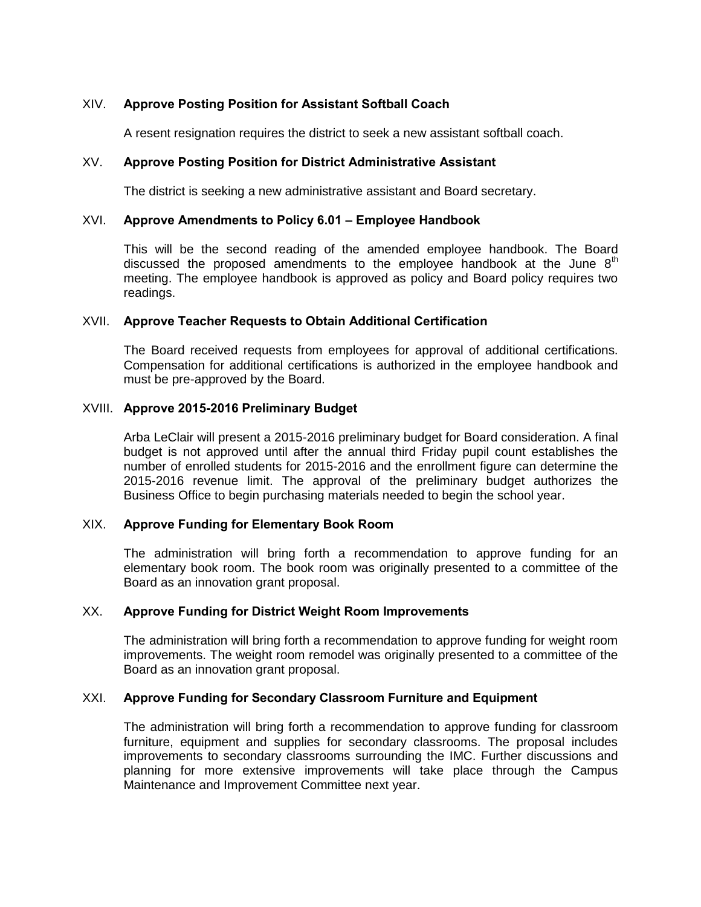XIV. **Approve Posting Position for Assistant Softball Coach**

A resent resignation requires the district to seek a new assistant softball coach.

XV. **Approve Posting Position for District Administrative Assistant**

The district is seeking a new administrative assistant and Board secretary.

XVI. **Approve Amendments to Policy 6.01 – Employee Handbook**

This will be the second reading of the amended employee handbook. The Board discussed the proposed amendments to the employee handbook at the June 8th meeting. The employee handbook is approved as policy and Board policy requires two readings.

XVII. **Approve Teacher Requests to Obtain Additional Certification**

The Board received requests from employees for approval of additional certifications. Compensation for additional certifications is authorized in the employee handbook and must be pre-approved by the Board.

XVIII. **Approve 2015-2016 Preliminary Budget**

Arba LeClair will present a 2015-2016 preliminary budget for Board consideration. A final budget is not approved until after the annual third Friday pupil count establishes the number of enrolled students for 2015-2016 and the enrollment figure can determine the 2015-2016 revenue limit. The approval of the preliminary budget authorizes the Business Office to begin purchasing materials needed to begin the school year.

XIX. **Approve Funding for Elementary Book Room**

The administration will bring forth a recommendation to approve funding for an elementary book room. The book room was originally presented to a committee of the Board as an innovation grant proposal.

XX. **Approve Funding for District Weight Room Improvements**

The administration will bring forth a recommendation to approve funding for weight room improvements. The weight room remodel was originally presented to a committee of the Board as an innovation grant proposal.

XXI. **Approve Funding for Secondary Classroom Furniture and Equipment**

The administration will bring forth a recommendation to approve funding for classroom furniture, equipment and supplies for secondary classrooms. The proposal includes improvements to secondary classrooms surrounding the IMC. Further discussions and planning for more extensive improvements will take place through the Campus Maintenance and Improvement Committee next year.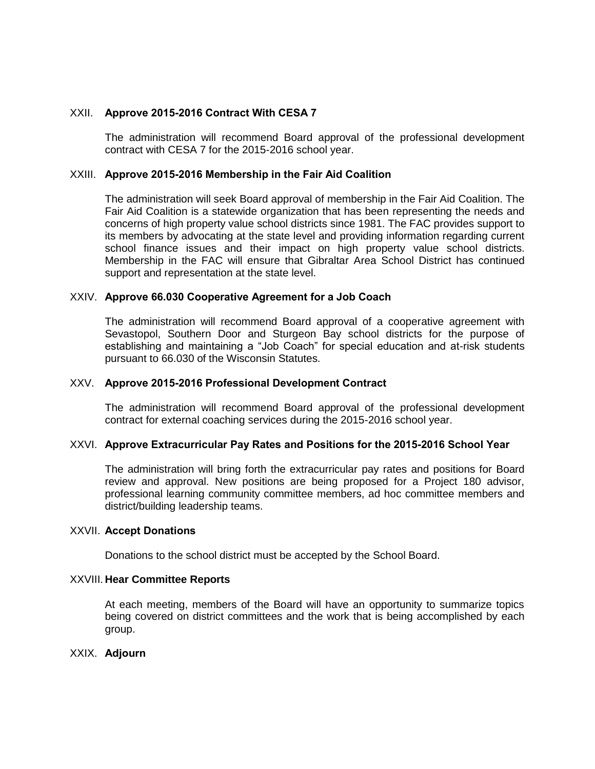XXII. **Approve 2015-2016 Contract With CESA 7**

The administration will recommend Board approval of the professional development contract with CESA 7 for the 2015-2016 school year.

XXIII. **Approve 2015-2016 Membership in the Fair Aid Coalition**

The administration will seek Board approval of membership in the Fair Aid Coalition. The Fair Aid Coalition is a statewide organization that has been representing the needs and concerns of high property value school districts since 1981. The FAC provides support to its members by advocating at the state level and providing information regarding current school finance issues and their impact on high property value school districts. Membership in the FAC will ensure that Gibraltar Area School District has continued support and representation at the state level.

XXIV. **Approve 66.030 Cooperative Agreement for a Job Coach**

The administration will recommend Board approval of a cooperative agreement with Sevastopol, Southern Door and Sturgeon Bay school districts for the purpose of establishing and maintaining a "Job Coach" for special education and at-risk students pursuant to 66.030 of the Wisconsin Statutes.

XXV. **Approve 2015-2016 Professional Development Contract**

The administration will recommend Board approval of the professional development contract for external coaching services during the 2015-2016 school year.

XXVI. **Approve Extracurricular Pay Rates and Positions for the 2015-2016 School Year**

The administration will bring forth the extracurricular pay rates and positions for Board review and approval. New positions are being proposed for a Project 180 advisor, professional learning community committee members, ad hoc committee members and district/building leadership teams.

XXVII. **Accept Donations**

Donations to the school district must be accepted by the School Board.

XXVIII. **Hear Committee Reports**

At each meeting, members of the Board will have an opportunity to summarize topics being covered on district committees and the work that is being accomplished by each group.

XXIX. **Adjourn**